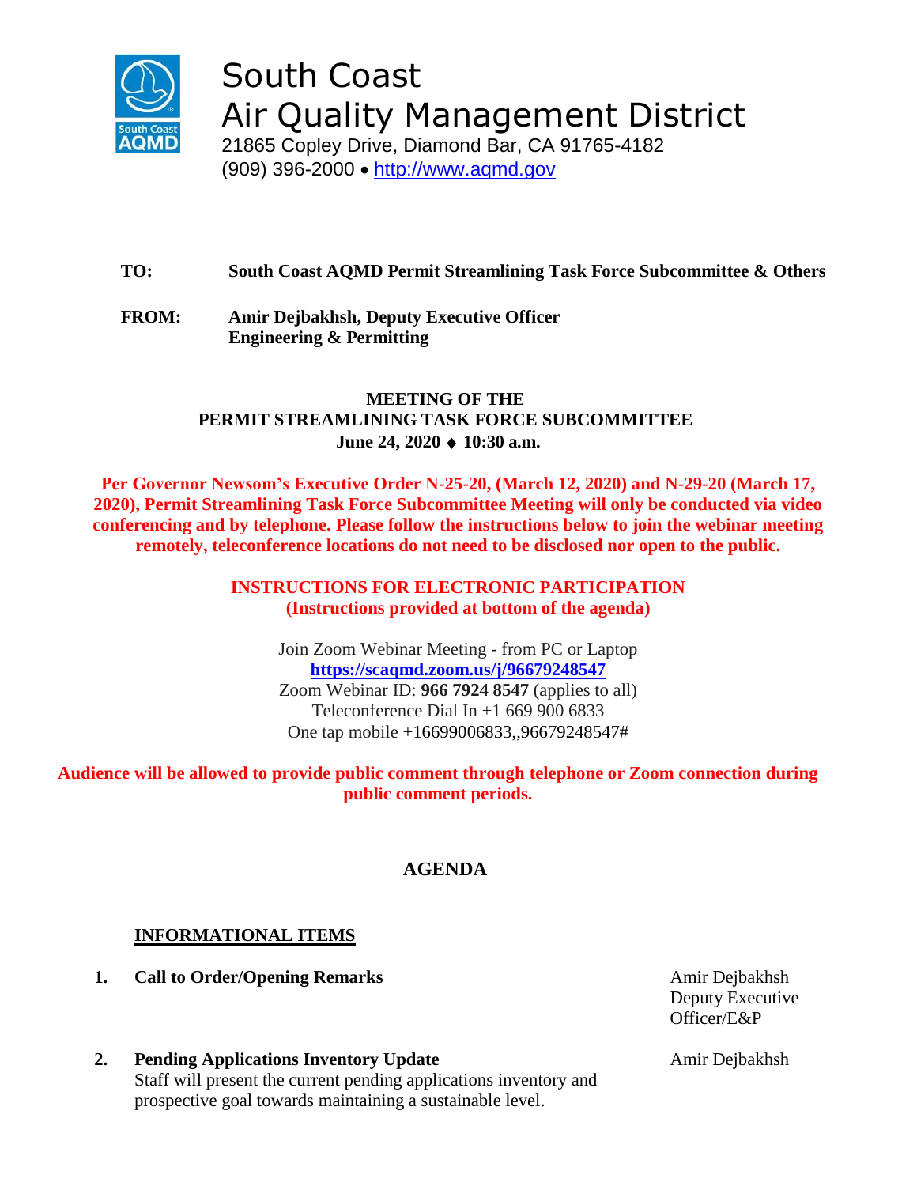# South Coast Air Quality Management District

21865 Copley Drive, Diamond Bar, CA 91765-4182
(909) 396-2000 • http://www.aqmd.gov

**TO:** **South Coast AQMD Permit Streamlining Task Force Subcommittee & Others**

**FROM:** **Amir Dejbakhsh, Deputy Executive Officer**
**Engineering & Permitting**

**MEETING OF THE**
**PERMIT STREAMLINING TASK FORCE SUBCOMMITTEE**
**June 24, 2020 ♦ 10:30 a.m.**

**Per Governor Newsom's Executive Order N-25-20, (March 12, 2020) and N-29-20 (March 17, 2020), Permit Streamlining Task Force Subcommittee Meeting will only be conducted via video conferencing and by telephone. Please follow the instructions below to join the webinar meeting remotely, teleconference locations do not need to be disclosed nor open to the public.**

**INSTRUCTIONS FOR ELECTRONIC PARTICIPATION**
**(Instructions provided at bottom of the agenda)**

Join Zoom Webinar Meeting - from PC or Laptop
**https://scaqmd.zoom.us/j/96679248547**
Zoom Webinar ID: **966 7924 8547** (applies to all)
Teleconference Dial In +1 669 900 6833
One tap mobile +16699006833,,96679248547#

**Audience will be allowed to provide public comment through telephone or Zoom connection during public comment periods.**

## AGENDA

### INFORMATIONAL ITEMS

1. **Call to Order/Opening Remarks** — Amir Dejbakhsh, Deputy Executive Officer/E&P

2. **Pending Applications Inventory Update** — Amir Dejbakhsh
   Staff will present the current pending applications inventory and prospective goal towards maintaining a sustainable level.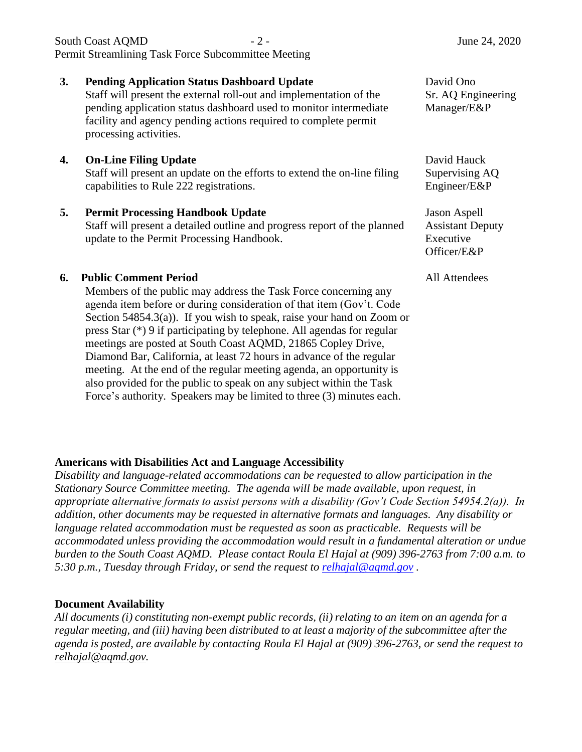**3. Pending Application Status Dashboard Update** — David Ono, Sr. AQ Engineering Manager/E&P

Staff will present the external roll-out and implementation of the pending application status dashboard used to monitor intermediate facility and agency pending actions required to complete permit processing activities.

**4. On-Line Filing Update** — David Hauck, Supervising AQ Engineer/E&P

Staff will present an update on the efforts to extend the on-line filing capabilities to Rule 222 registrations.

**5. Permit Processing Handbook Update** — Jason Aspell, Assistant Deputy Executive Officer/E&P

Staff will present a detailed outline and progress report of the planned update to the Permit Processing Handbook.

**6. Public Comment Period** — All Attendees

Members of the public may address the Task Force concerning any agenda item before or during consideration of that item (Gov't. Code Section 54854.3(a)). If you wish to speak, raise your hand on Zoom or press Star (*) 9 if participating by telephone. All agendas for regular meetings are posted at South Coast AQMD, 21865 Copley Drive, Diamond Bar, California, at least 72 hours in advance of the regular meeting. At the end of the regular meeting agenda, an opportunity is also provided for the public to speak on any subject within the Task Force's authority. Speakers may be limited to three (3) minutes each.

**Americans with Disabilities Act and Language Accessibility**

*Disability and language-related accommodations can be requested to allow participation in the Stationary Source Committee meeting. The agenda will be made available, upon request, in appropriate alternative formats to assist persons with a disability (Gov't Code Section 54954.2(a)). In addition, other documents may be requested in alternative formats and languages. Any disability or language related accommodation must be requested as soon as practicable. Requests will be accommodated unless providing the accommodation would result in a fundamental alteration or undue burden to the South Coast AQMD. Please contact Roula El Hajal at (909) 396-2763 from 7:00 a.m. to 5:30 p.m., Tuesday through Friday, or send the request to relhajal@aqmd.gov .*

**Document Availability**

*All documents (i) constituting non-exempt public records, (ii) relating to an item on an agenda for a regular meeting, and (iii) having been distributed to at least a majority of the subcommittee after the agenda is posted, are available by contacting Roula El Hajal at (909) 396-2763, or send the request to relhajal@aqmd.gov.*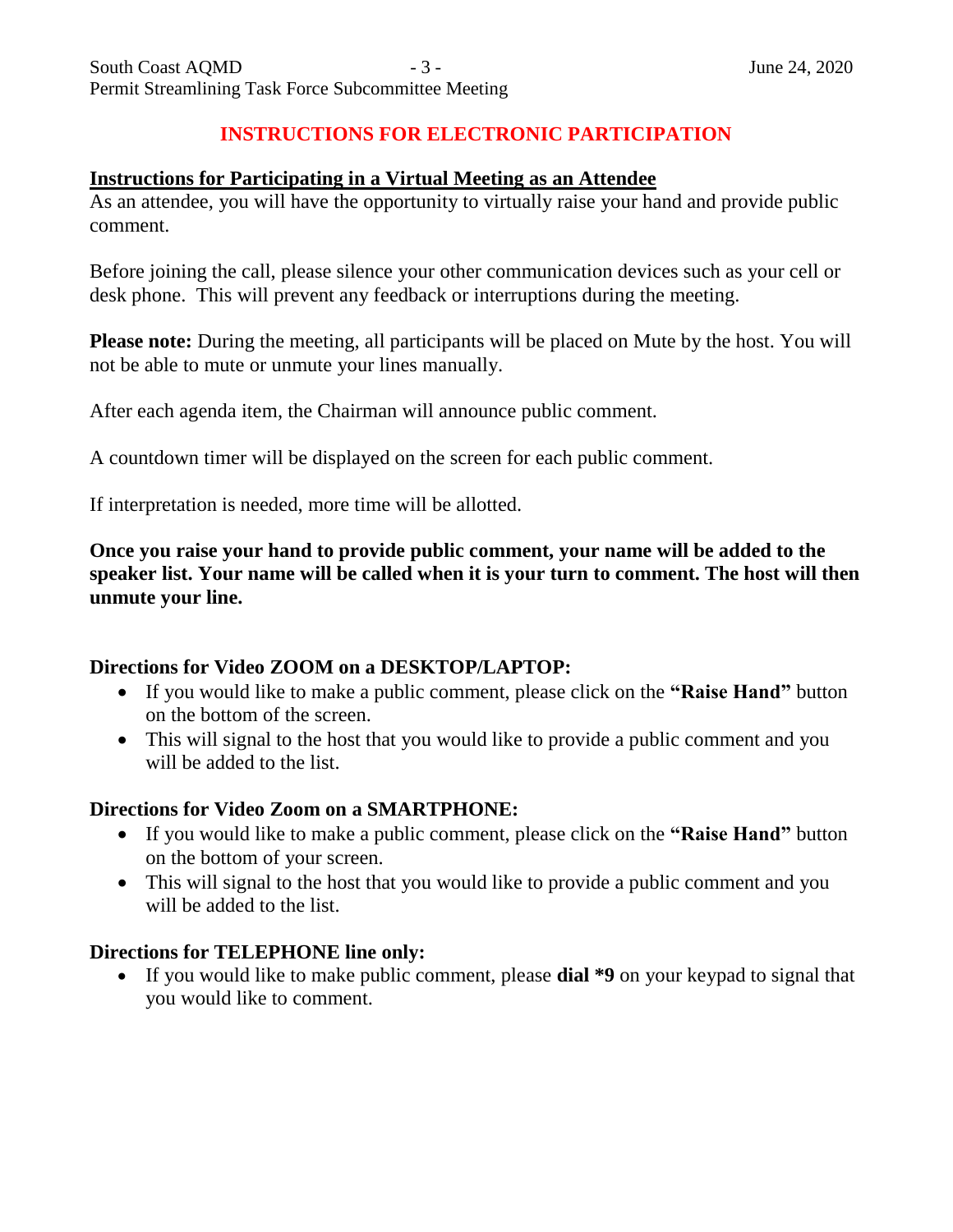# INSTRUCTIONS FOR ELECTRONIC PARTICIPATION

## Instructions for Participating in a Virtual Meeting as an Attendee

As an attendee, you will have the opportunity to virtually raise your hand and provide public comment.

Before joining the call, please silence your other communication devices such as your cell or desk phone. This will prevent any feedback or interruptions during the meeting.

**Please note:** During the meeting, all participants will be placed on Mute by the host. You will not be able to mute or unmute your lines manually.

After each agenda item, the Chairman will announce public comment.

A countdown timer will be displayed on the screen for each public comment.

If interpretation is needed, more time will be allotted.

**Once you raise your hand to provide public comment, your name will be added to the speaker list. Your name will be called when it is your turn to comment. The host will then unmute your line.**

### Directions for Video ZOOM on a DESKTOP/LAPTOP:

- If you would like to make a public comment, please click on the **"Raise Hand"** button on the bottom of the screen.
- This will signal to the host that you would like to provide a public comment and you will be added to the list.

### Directions for Video Zoom on a SMARTPHONE:

- If you would like to make a public comment, please click on the **"Raise Hand"** button on the bottom of your screen.
- This will signal to the host that you would like to provide a public comment and you will be added to the list.

### Directions for TELEPHONE line only:

- If you would like to make public comment, please **dial *9** on your keypad to signal that you would like to comment.